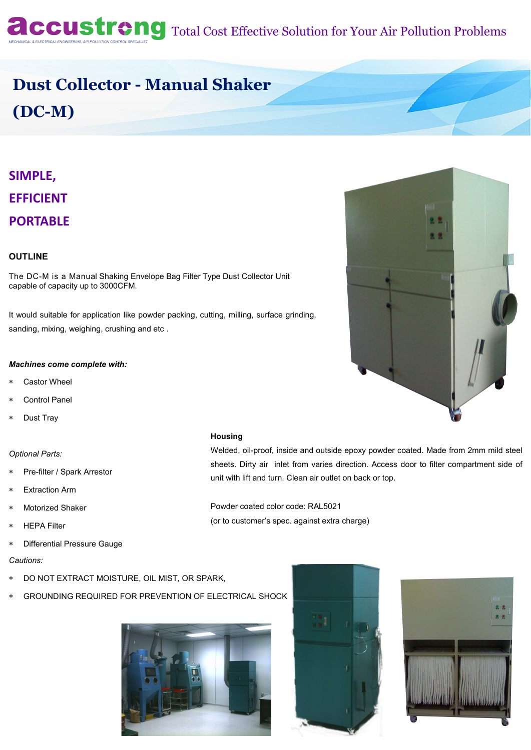accustrong MECHANICAL & ELECTRICAL ENGINEERING, AIR POLLUTION CONTROL SPECIALIST

Total Cost Effective Solution for Your Air Pollution Problems

# Dust Collector - Manual Shaker (DC-M)

## SIMPLE, EFFICIENT PORTABLE

### OUTLINE

The DC-M is a Manual Shaking Envelope Bag Filter Type Dust Collector Unit capable of capacity up to 3000CFM.

It would suitable for application like powder packing, cutting, milling, surface grinding, sanding, mixing, weighing, crushing and etc .

***Machines come complete with:***

* Castor Wheel
* Control Panel
* Dust Tray

*Optional Parts:*

* Pre-filter / Spark Arrestor
* Extraction Arm
* Motorized Shaker
* HEPA Filter
* Differential Pressure Gauge

*Cautions:*

* DO NOT EXTRACT MOISTURE, OIL MIST, OR SPARK,
* GROUNDING REQUIRED FOR PREVENTION OF ELECTRICAL SHOCK

**Housing**

Welded, oil-proof, inside and outside epoxy powder coated. Made from 2mm mild steel sheets. Dirty air inlet from varies direction. Access door to filter compartment side of unit with lift and turn. Clean air outlet on back or top.

Powder coated color code: RAL5021

(or to customer's spec. against extra charge)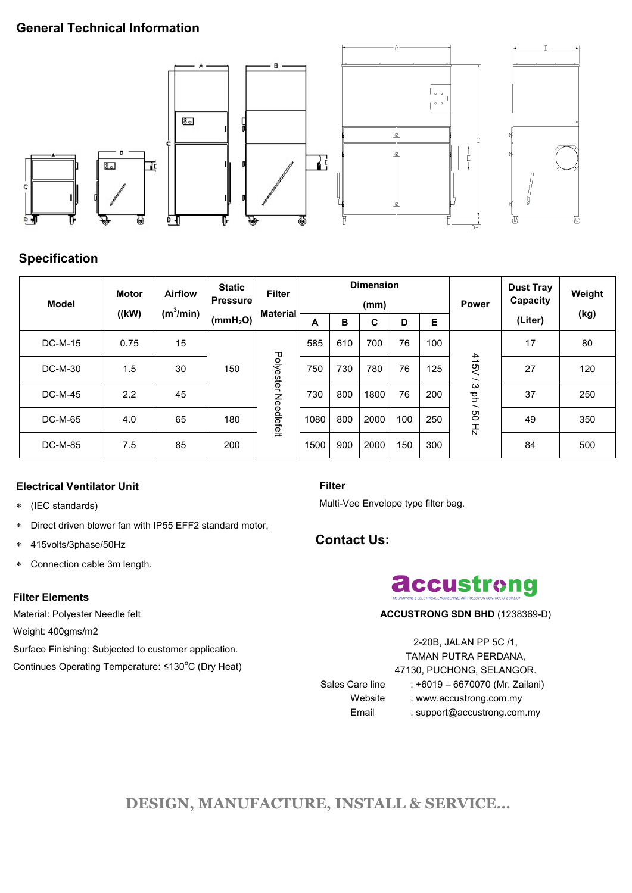## General Technical Information

A
B
C
D
E

## Specification

| Model | Motor ((kW) | Airflow ($m^3$/min) | Static Pressure ($mmH_2O$) | Filter Material | Dimension (mm) | | | | | Power | Dust Tray Capacity (Liter) | Weight (kg) |
|---|---|---|---|---|---|---|---|---|---|---|---|---|
| | | | | | A | B | C | D | E | | | |
| DC-M-15 | 0.75 | 15 | 150 | Polyester Needlefelt | 585 | 610 | 700 | 76 | 100 | 415V / 3 ph / 50 Hz | 17 | 80 |
| DC-M-30 | 1.5 | 30 | | | 750 | 730 | 780 | 76 | 125 | | 27 | 120 |
| DC-M-45 | 2.2 | 45 | | | 730 | 800 | 1800 | 76 | 200 | | 37 | 250 |
| DC-M-65 | 4.0 | 65 | 180 | | 1080 | 800 | 2000 | 100 | 250 | | 49 | 350 |
| DC-M-85 | 7.5 | 85 | 200 | | 1500 | 900 | 2000 | 150 | 300 | | 84 | 500 |

### Electrical Ventilator Unit

* (IEC standards)
* Direct driven blower fan with IP55 EFF2 standard motor,
* 415volts/3phase/50Hz
* Connection cable 3m length.

### Filter Elements

Material: Polyester Needle felt
Weight: 400gms/m2
Surface Finishing: Subjected to customer application.
Continues Operating Temperature: ≤130°C (Dry Heat)

### Filter

Multi-Vee Envelope type filter bag.

## Contact Us:

accustrong
MECHANICAL & ELECTRICAL ENGINEERING, AIR POLLUTION CONTROL SPECIALIST

**ACCUSTRONG SDN BHD** (1238369-D)

2-20B, JALAN PP 5C /1,
TAMAN PUTRA PERDANA,
47130, PUCHONG, SELANGOR.

Sales Care line : +6019 – 6670070 (Mr. Zailani)
Website : www.accustrong.com.my
Email : support@accustrong.com.my

**DESIGN, MANUFACTURE, INSTALL & SERVICE...**